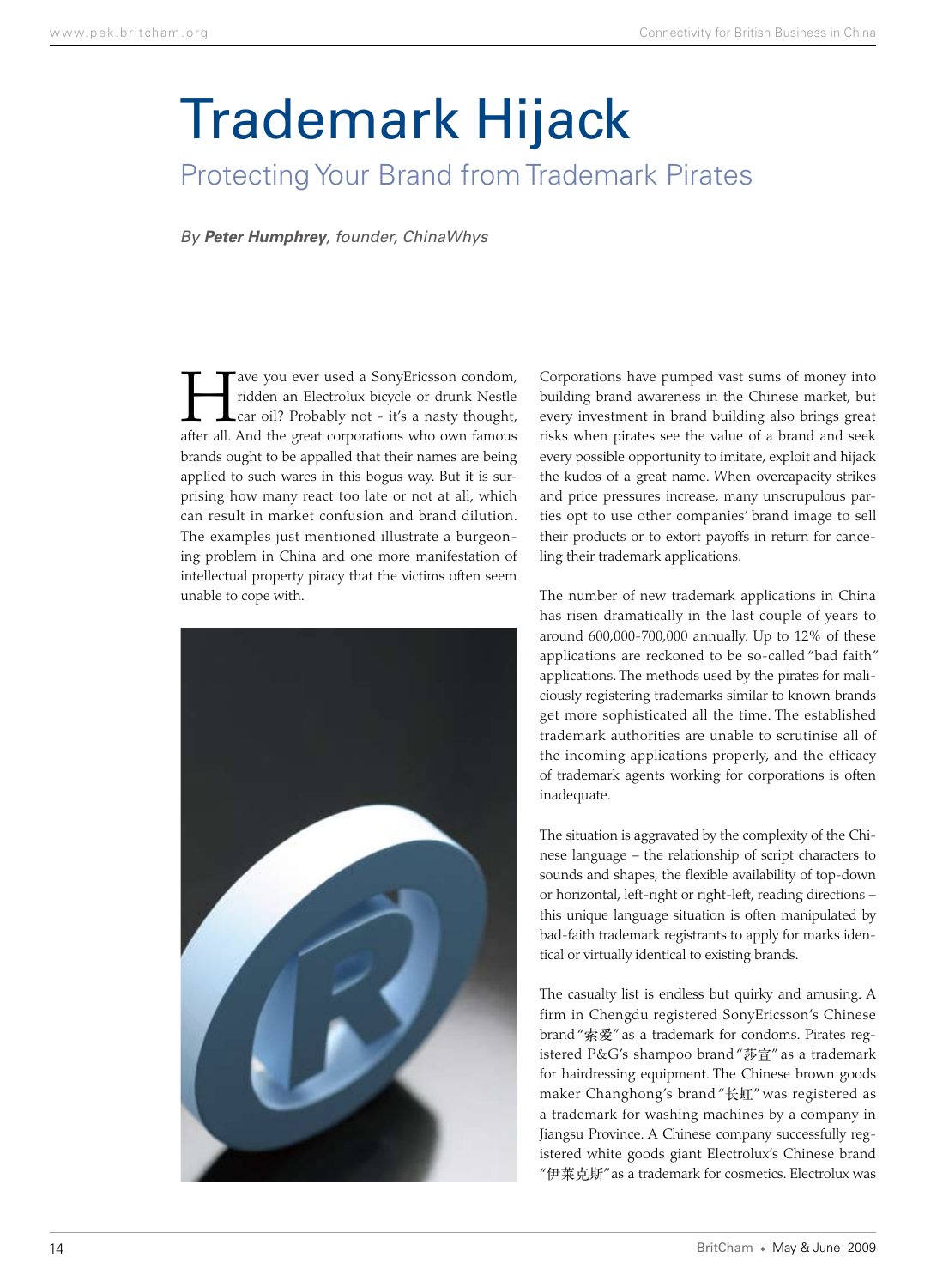# Trademark Hijack

## Protecting Your Brand from Trademark Pirates

*By **Peter Humphrey**, founder, ChinaWhys*

Have you ever used a SonyEricsson condom, ridden an Electrolux bicycle or drunk Nestle car oil? Probably not - it's a nasty thought, after all. And the great corporations who own famous brands ought to be appalled that their names are being applied to such wares in this bogus way. But it is surprising how many react too late or not at all, which can result in market confusion and brand dilution. The examples just mentioned illustrate a burgeoning problem in China and one more manifestation of intellectual property piracy that the victims often seem unable to cope with.

Corporations have pumped vast sums of money into building brand awareness in the Chinese market, but every investment in brand building also brings great risks when pirates see the value of a brand and seek every possible opportunity to imitate, exploit and hijack the kudos of a great name. When overcapacity strikes and price pressures increase, many unscrupulous parties opt to use other companies' brand image to sell their products or to extort payoffs in return for cancelling their trademark applications.

The number of new trademark applications in China has risen dramatically in the last couple of years to around 600,000-700,000 annually. Up to 12% of these applications are reckoned to be so-called "bad faith" applications. The methods used by the pirates for maliciously registering trademarks similar to known brands get more sophisticated all the time. The established trademark authorities are unable to scrutinise all of the incoming applications properly, and the efficacy of trademark agents working for corporations is often inadequate.

The situation is aggravated by the complexity of the Chinese language – the relationship of script characters to sounds and shapes, the flexible availability of top-down or horizontal, left-right or right-left, reading directions – this unique language situation is often manipulated by bad-faith trademark registrants to apply for marks identical or virtually identical to existing brands.

The casualty list is endless but quirky and amusing. A firm in Chengdu registered SonyEricsson's Chinese brand "索爱" as a trademark for condoms. Pirates registered P&G's shampoo brand "莎宣" as a trademark for hairdressing equipment. The Chinese brown goods maker Changhong's brand "长虹" was registered as a trademark for washing machines by a company in Jiangsu Province. A Chinese company successfully registered white goods giant Electrolux's Chinese brand "伊莱克斯" as a trademark for cosmetics. Electrolux was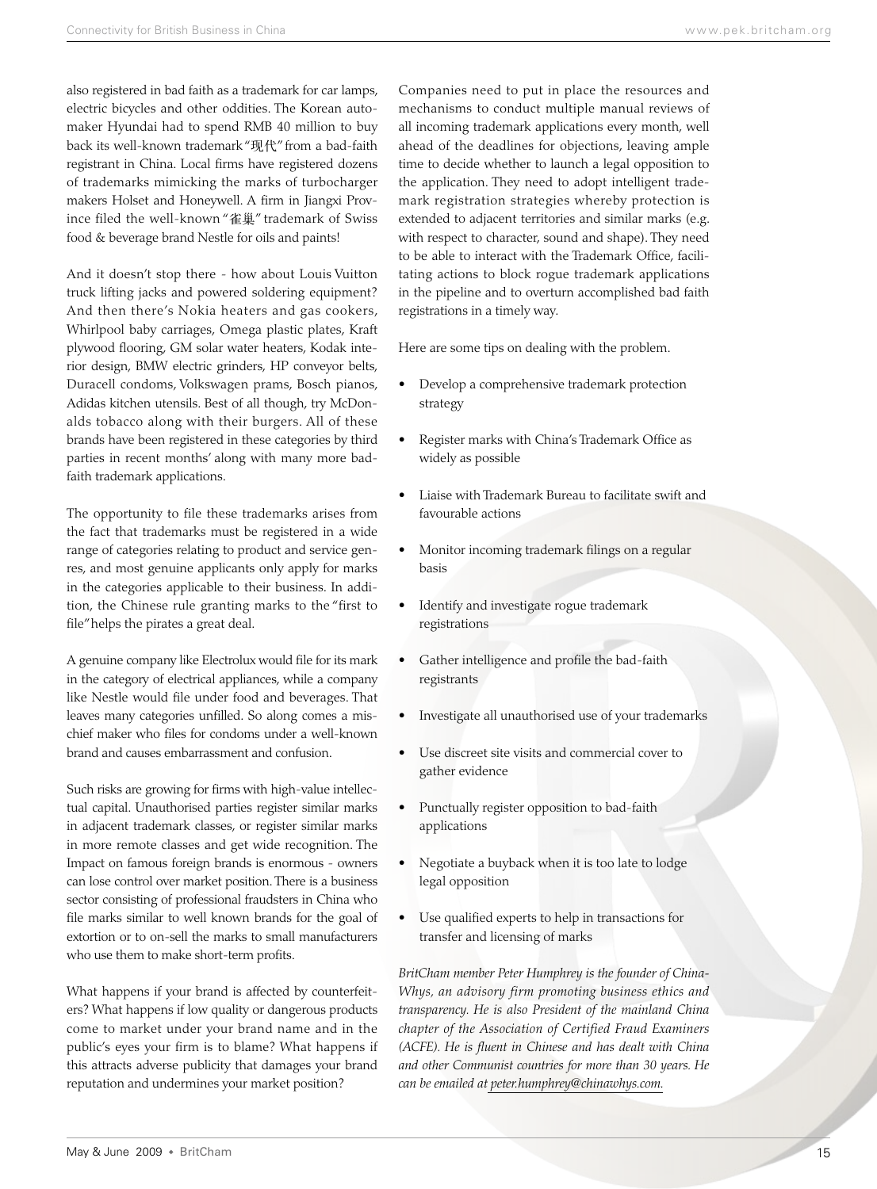also registered in bad faith as a trademark for car lamps, electric bicycles and other oddities. The Korean automaker Hyundai had to spend RMB 40 million to buy back its well-known trademark "现代" from a bad-faith registrant in China. Local firms have registered dozens of trademarks mimicking the marks of turbocharger makers Holset and Honeywell. A firm in Jiangxi Province filed the well-known "雀巢" trademark of Swiss food & beverage brand Nestle for oils and paints!

And it doesn't stop there - how about Louis Vuitton truck lifting jacks and powered soldering equipment? And then there's Nokia heaters and gas cookers, Whirlpool baby carriages, Omega plastic plates, Kraft plywood flooring, GM solar water heaters, Kodak interior design, BMW electric grinders, HP conveyor belts, Duracell condoms, Volkswagen prams, Bosch pianos, Adidas kitchen utensils. Best of all though, try McDonalds tobacco along with their burgers. All of these brands have been registered in these categories by third parties in recent months' along with many more bad-faith trademark applications.

The opportunity to file these trademarks arises from the fact that trademarks must be registered in a wide range of categories relating to product and service genres, and most genuine applicants only apply for marks in the categories applicable to their business. In addition, the Chinese rule granting marks to the "first to file" helps the pirates a great deal.

A genuine company like Electrolux would file for its mark in the category of electrical appliances, while a company like Nestle would file under food and beverages. That leaves many categories unfilled. So along comes a mischief maker who files for condoms under a well-known brand and causes embarrassment and confusion.

Such risks are growing for firms with high-value intellectual capital. Unauthorised parties register similar marks in adjacent trademark classes, or register similar marks in more remote classes and get wide recognition. The Impact on famous foreign brands is enormous - owners can lose control over market position. There is a business sector consisting of professional fraudsters in China who file marks similar to well known brands for the goal of extortion or to on-sell the marks to small manufacturers who use them to make short-term profits.

What happens if your brand is affected by counterfeiters? What happens if low quality or dangerous products come to market under your brand name and in the public's eyes your firm is to blame? What happens if this attracts adverse publicity that damages your brand reputation and undermines your market position?

Companies need to put in place the resources and mechanisms to conduct multiple manual reviews of all incoming trademark applications every month, well ahead of the deadlines for objections, leaving ample time to decide whether to launch a legal opposition to the application. They need to adopt intelligent trademark registration strategies whereby protection is extended to adjacent territories and similar marks (e.g. with respect to character, sound and shape). They need to be able to interact with the Trademark Office, facilitating actions to block rogue trademark applications in the pipeline and to overturn accomplished bad faith registrations in a timely way.

Here are some tips on dealing with the problem.

- Develop a comprehensive trademark protection strategy
- Register marks with China's Trademark Office as widely as possible
- Liaise with Trademark Bureau to facilitate swift and favourable actions
- Monitor incoming trademark filings on a regular basis
- Identify and investigate rogue trademark registrations
- Gather intelligence and profile the bad-faith registrants
- Investigate all unauthorised use of your trademarks
- Use discreet site visits and commercial cover to gather evidence
- Punctually register opposition to bad-faith applications
- Negotiate a buyback when it is too late to lodge legal opposition
- Use qualified experts to help in transactions for transfer and licensing of marks

*BritCham member Peter Humphrey is the founder of China-Whys, an advisory firm promoting business ethics and transparency. He is also President of the mainland China chapter of the Association of Certified Fraud Examiners (ACFE). He is fluent in Chinese and has dealt with China and other Communist countries for more than 30 years. He can be emailed at peter.humphrey@chinawhys.com.*